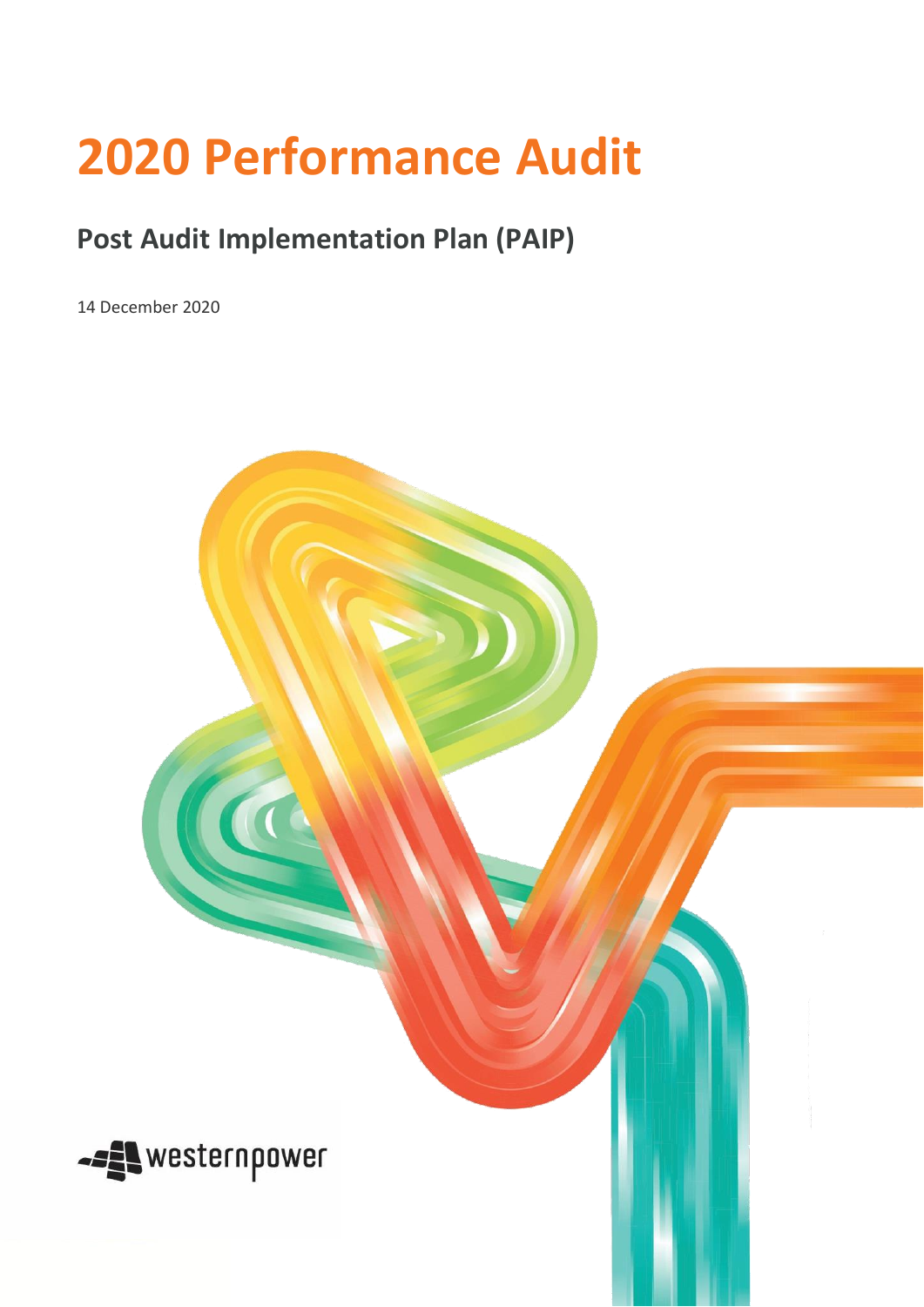# 2020 Performance Audit

## Post Audit Implementation Plan (PAIP)

14 December 2020

westernpower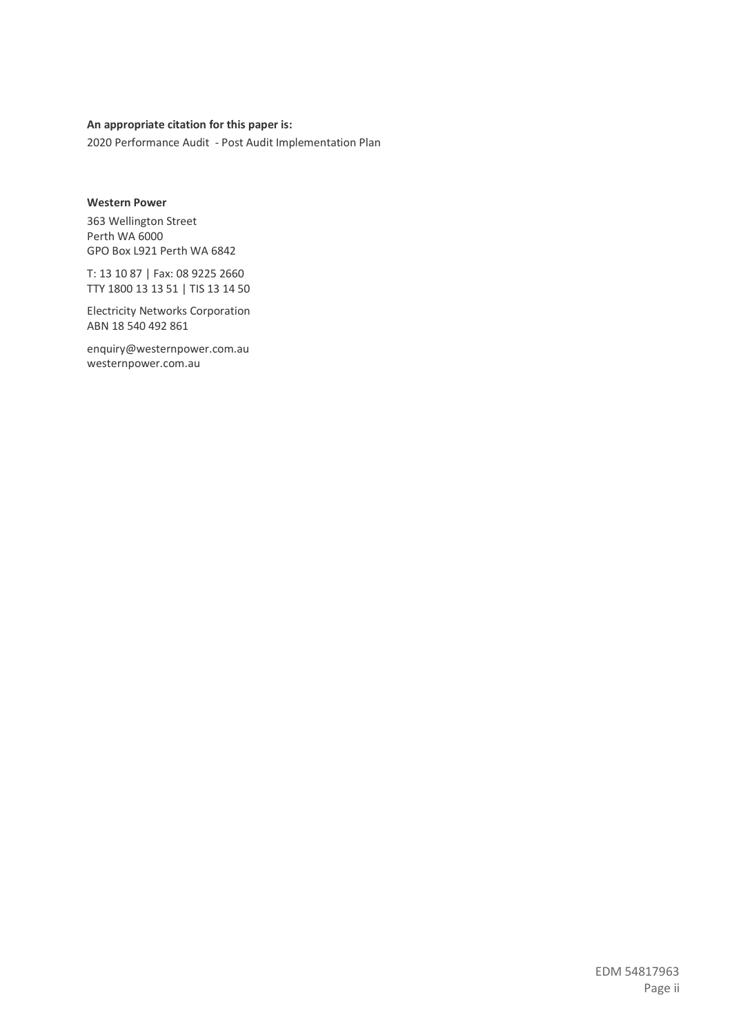**An appropriate citation for this paper is:**

2020 Performance Audit - Post Audit Implementation Plan

**Western Power**

363 Wellington Street
Perth WA 6000
GPO Box L921 Perth WA 6842

T: 13 10 87 | Fax: 08 9225 2660
TTY 1800 13 13 51 | TIS 13 14 50

Electricity Networks Corporation
ABN 18 540 492 861

enquiry@westernpower.com.au
westernpower.com.au

EDM 54817963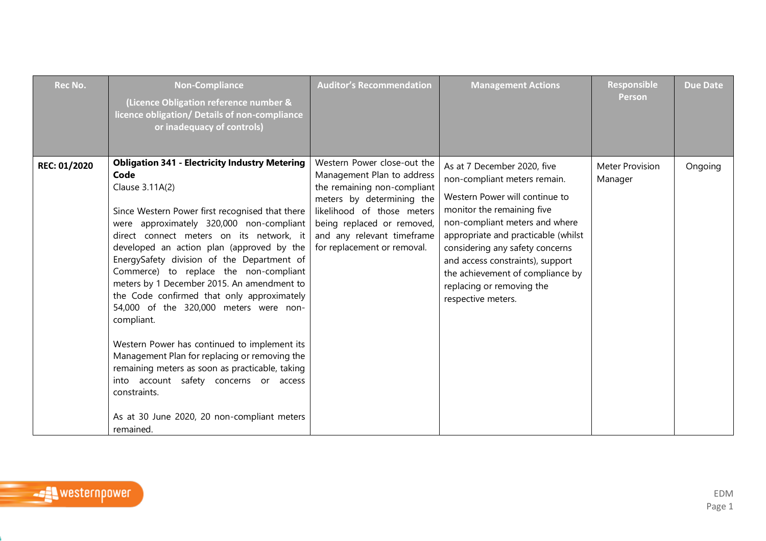| Rec No. | Non-Compliance<br>(Licence Obligation reference number & licence obligation/ Details of non-compliance or inadequacy of controls) | Auditor's Recommendation | Management Actions | Responsible Person | Due Date |
|---|---|---|---|---|---|
| **REC: 01/2020** | **Obligation 341 - Electricity Industry Metering Code**<br>Clause 3.11A(2)<br><br>Since Western Power first recognised that there were approximately 320,000 non-compliant direct connect meters on its network, it developed an action plan (approved by the EnergySafety division of the Department of Commerce) to replace the non-compliant meters by 1 December 2015. An amendment to the Code confirmed that only approximately 54,000 of the 320,000 meters were non-compliant.<br><br>Western Power has continued to implement its Management Plan for replacing or removing the remaining meters as soon as practicable, taking into account safety concerns or access constraints.<br><br>As at 30 June 2020, 20 non-compliant meters remained. | Western Power close-out the Management Plan to address the remaining non-compliant meters by determining the likelihood of those meters being replaced or removed, and any relevant timeframe for replacement or removal. | As at 7 December 2020, five non-compliant meters remain.<br><br>Western Power will continue to monitor the remaining five non-compliant meters and where appropriate and practicable (whilst considering any safety concerns and access constraints), support the achievement of compliance by replacing or removing the respective meters. | Meter Provision Manager | Ongoing |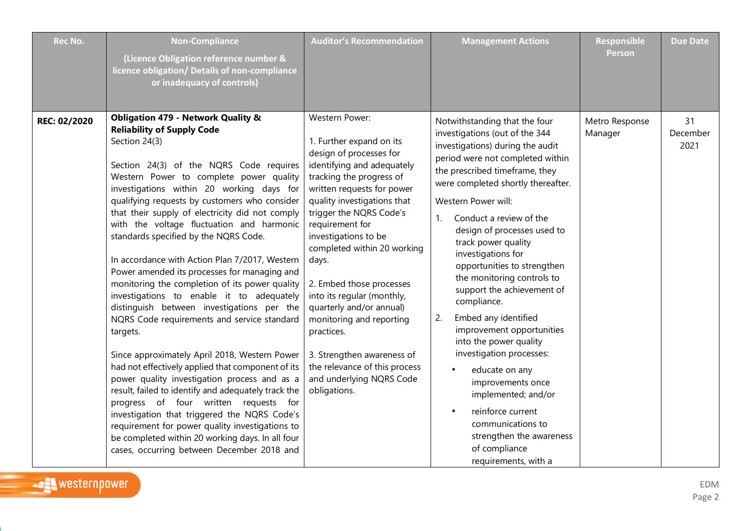| Rec No. | Non-Compliance<br><br>(Licence Obligation reference number & licence obligation/ Details of non-compliance or inadequacy of controls) | Auditor's Recommendation | Management Actions | Responsible Person | Due Date |
|---|---|---|---|---|---|
| **REC: 02/2020** | **Obligation 479 - Network Quality & Reliability of Supply Code**<br>Section 24(3)<br><br>Section 24(3) of the NQRS Code requires Western Power to complete power quality investigations within 20 working days for qualifying requests by customers who consider that their supply of electricity did not comply with the voltage fluctuation and harmonic standards specified by the NQRS Code.<br><br>In accordance with Action Plan 7/2017, Western Power amended its processes for managing and monitoring the completion of its power quality investigations to enable it to adequately distinguish between investigations per the NQRS Code requirements and service standard targets.<br><br>Since approximately April 2018, Western Power had not effectively applied that component of its power quality investigation process and as a result, failed to identify and adequately track the progress of four written requests for investigation that triggered the NQRS Code's requirement for power quality investigations to be completed within 20 working days. In all four cases, occurring between December 2018 and | Western Power:<br><br>1. Further expand on its design of processes for identifying and adequately tracking the progress of written requests for power quality investigations that trigger the NQRS Code's requirement for investigations to be completed within 20 working days.<br><br>2. Embed those processes into its regular (monthly, quarterly and/or annual) monitoring and reporting practices.<br><br>3. Strengthen awareness of the relevance of this process and underlying NQRS Code obligations. | Notwithstanding that the four investigations (out of the 344 investigations) during the audit period were not completed within the prescribed timeframe, they were completed shortly thereafter.<br><br>Western Power will:<br><br>1. Conduct a review of the design of processes used to track power quality investigations for opportunities to strengthen the monitoring controls to support the achievement of compliance.<br><br>2. Embed any identified improvement opportunities into the power quality investigation processes:<br><br>• educate on any improvements once implemented; and/or<br><br>• reinforce current communications to strengthen the awareness of compliance requirements, with a | Metro Response Manager | 31 December 2021 |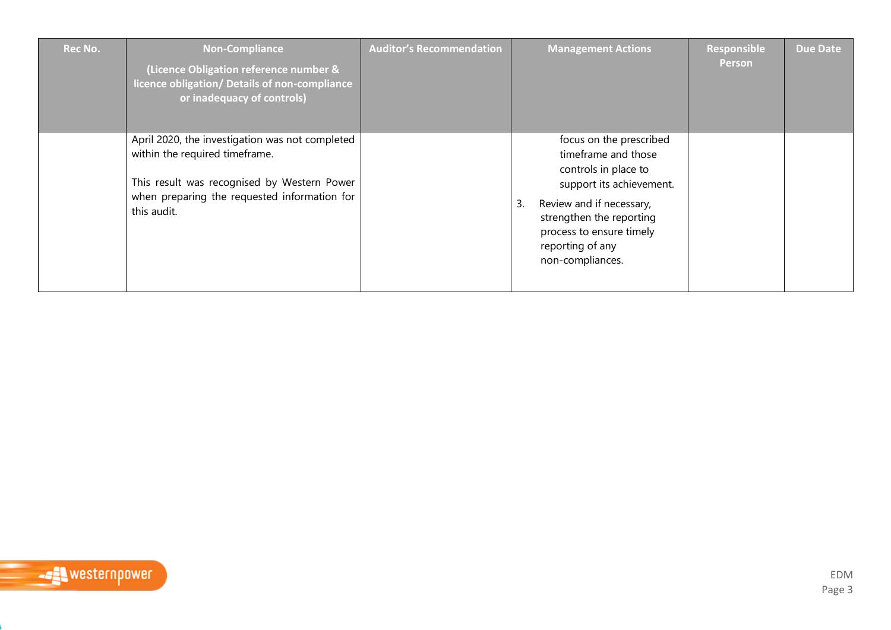| Rec No. | Non-Compliance (Licence Obligation reference number & licence obligation/ Details of non-compliance or inadequacy of controls) | Auditor's Recommendation | Management Actions | Responsible Person | Due Date |
|---|---|---|---|---|---|
| | April 2020, the investigation was not completed within the required timeframe.<br><br>This result was recognised by Western Power when preparing the requested information for this audit. | | focus on the prescribed timeframe and those controls in place to support its achievement.<br><br>3. Review and if necessary, strengthen the reporting process to ensure timely reporting of any non-compliances. | | |

EDM